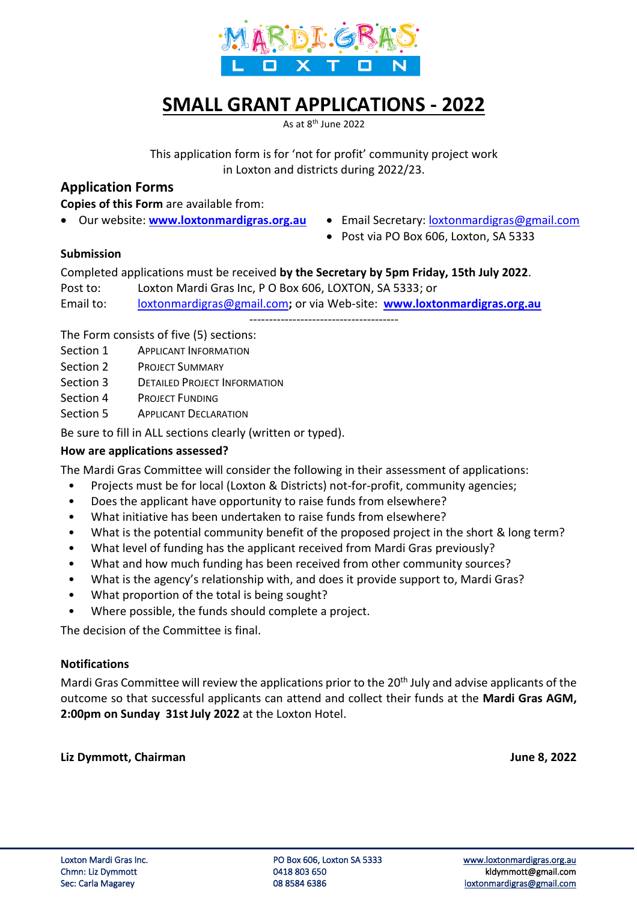MARDI GRAS LOXTON

# SMALL GRANT APPLICATIONS - 2022

As at 8th June 2022

This application form is for 'not for profit' community project work in Loxton and districts during 2022/23.

## Application Forms

**Copies of this Form** are available from:

- Our website: **www.loxtonmardigras.org.au**
- Email Secretary: loxtonmardigras@gmail.com
- Post via PO Box 606, Loxton, SA 5333

### Submission

Completed applications must be received **by the Secretary by 5pm Friday, 15th July 2022**.

Post to: Loxton Mardi Gras Inc, P O Box 606, LOXTON, SA 5333; or

Email to: loxtonmardigras@gmail.com**;** or via Web-site: **www.loxtonmardigras.org.au**

---

The Form consists of five (5) sections:

Section 1 APPLICANT INFORMATION
Section 2 PROJECT SUMMARY
Section 3 DETAILED PROJECT INFORMATION
Section 4 PROJECT FUNDING
Section 5 APPLICANT DECLARATION

Be sure to fill in ALL sections clearly (written or typed).

**How are applications assessed?**

The Mardi Gras Committee will consider the following in their assessment of applications:

- Projects must be for local (Loxton & Districts) not-for-profit, community agencies;
- Does the applicant have opportunity to raise funds from elsewhere?
- What initiative has been undertaken to raise funds from elsewhere?
- What is the potential community benefit of the proposed project in the short & long term?
- What level of funding has the applicant received from Mardi Gras previously?
- What and how much funding has been received from other community sources?
- What is the agency's relationship with, and does it provide support to, Mardi Gras?
- What proportion of the total is being sought?
- Where possible, the funds should complete a project.

The decision of the Committee is final.

### Notifications

Mardi Gras Committee will review the applications prior to the 20th July and advise applicants of the outcome so that successful applicants can attend and collect their funds at the **Mardi Gras AGM, 2:00pm on Sunday 31st July 2022** at the Loxton Hotel.

**Liz Dymmott, Chairman** **June 8, 2022**

Loxton Mardi Gras Inc.
Chmn: Liz Dymmott
Sec: Carla Magarey

PO Box 606, Loxton SA 5333
0418 803 650
08 8584 6386

www.loxtonmardigras.org.au
kldymmott@gmail.com
loxtonmardigras@gmail.com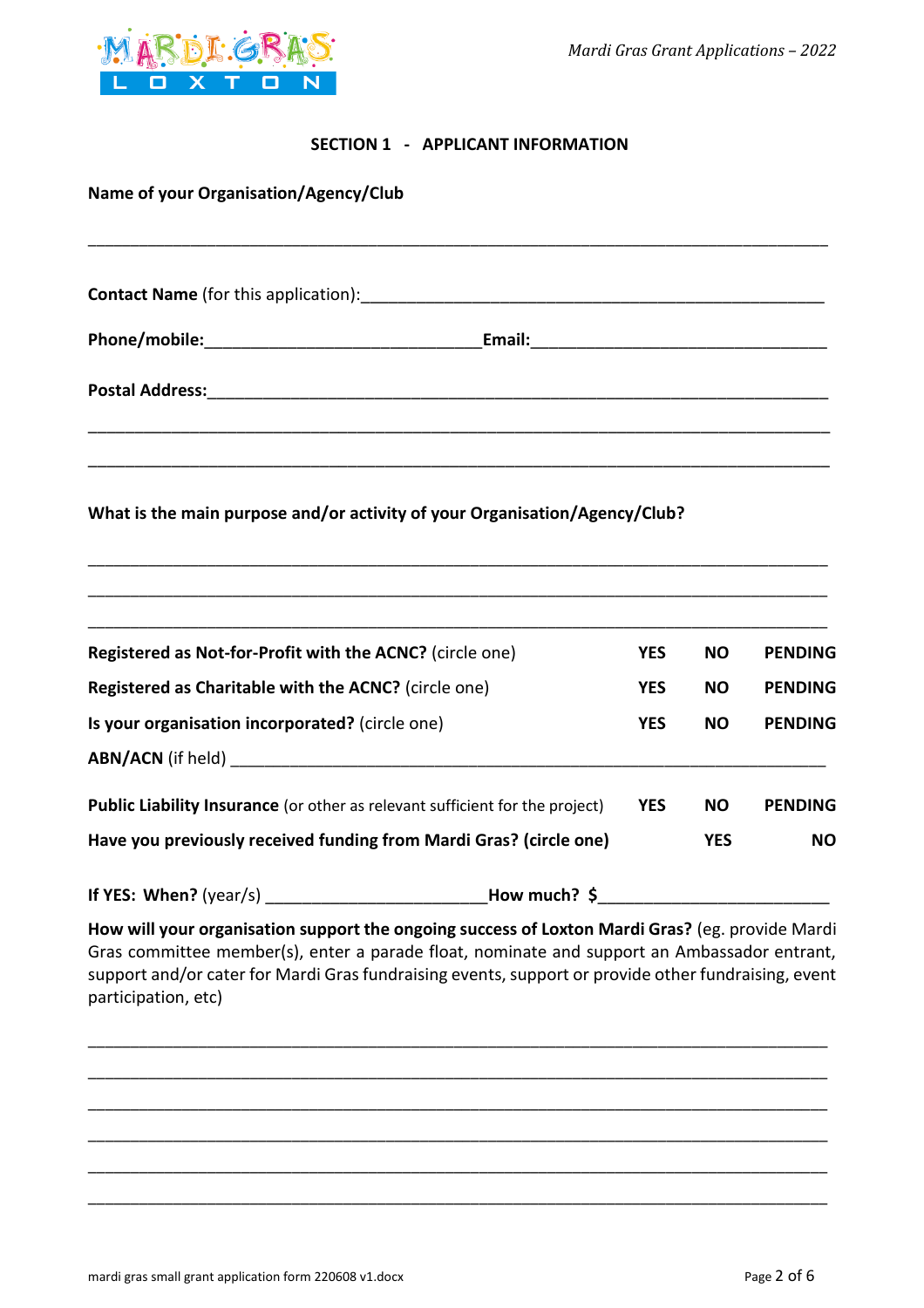## SECTION 1 - APPLICANT INFORMATION

**Name of your Organisation/Agency/Club**

______________________________________________________________________________

**Contact Name** (for this application):_______________________________________________

**Phone/mobile:**_____________________________**Email:**_______________________________

**Postal Address:**______________________________________________________________

______________________________________________________________________________

______________________________________________________________________________

**What is the main purpose and/or activity of your Organisation/Agency/Club?**

______________________________________________________________________________

______________________________________________________________________________

______________________________________________________________________________

**Registered as Not-for-Profit with the ACNC?** (circle one) **YES NO PENDING**

**Registered as Charitable with the ACNC?** (circle one) **YES NO PENDING**

**Is your organisation incorporated?** (circle one) **YES NO PENDING**

**ABN/ACN** (if held) ____________________________________________________________

**Public Liability Insurance** (or other as relevant sufficient for the project) **YES NO PENDING**

**Have you previously received funding from Mardi Gras? (circle one)** **YES NO**

**If YES: When?** (year/s) _______________________**How much? $**_______________________

**How will your organisation support the ongoing success of Loxton Mardi Gras?** (eg. provide Mardi Gras committee member(s), enter a parade float, nominate and support an Ambassador entrant, support and/or cater for Mardi Gras fundraising events, support or provide other fundraising, event participation, etc)

______________________________________________________________________________

______________________________________________________________________________

______________________________________________________________________________

______________________________________________________________________________

______________________________________________________________________________

______________________________________________________________________________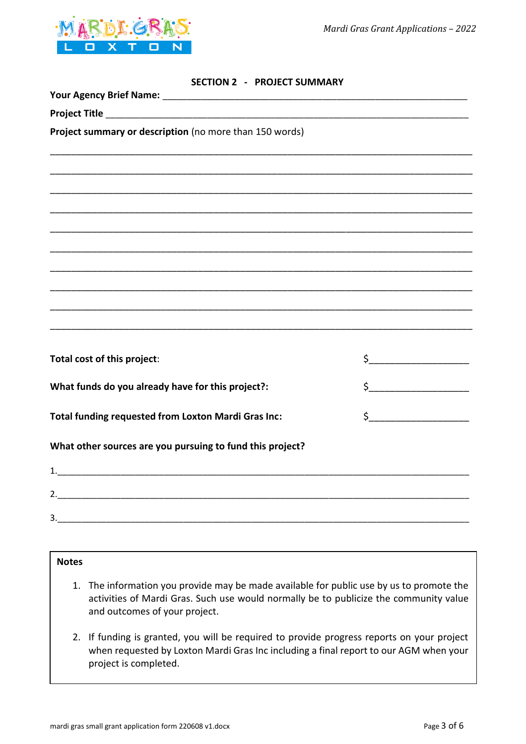## SECTION 2 - PROJECT SUMMARY

**Your Agency Brief Name:** ____________________________________________________________

**Project Title** ____________________________________________________________________

**Project summary or description** (no more than 150 words)

______________________________________________________________________________

______________________________________________________________________________

______________________________________________________________________________

______________________________________________________________________________

______________________________________________________________________________

______________________________________________________________________________

______________________________________________________________________________

______________________________________________________________________________

______________________________________________________________________________

______________________________________________________________________________

**Total cost of this project**: $___________________

**What funds do you already have for this project?:** $___________________

**Total funding requested from Loxton Mardi Gras Inc:** $___________________

**What other sources are you pursuing to fund this project?**

1.___________________________________________________________________________

2.___________________________________________________________________________

3.___________________________________________________________________________

**Notes**

1. The information you provide may be made available for public use by us to promote the activities of Mardi Gras. Such use would normally be to publicize the community value and outcomes of your project.
2. If funding is granted, you will be required to provide progress reports on your project when requested by Loxton Mardi Gras Inc including a final report to our AGM when your project is completed.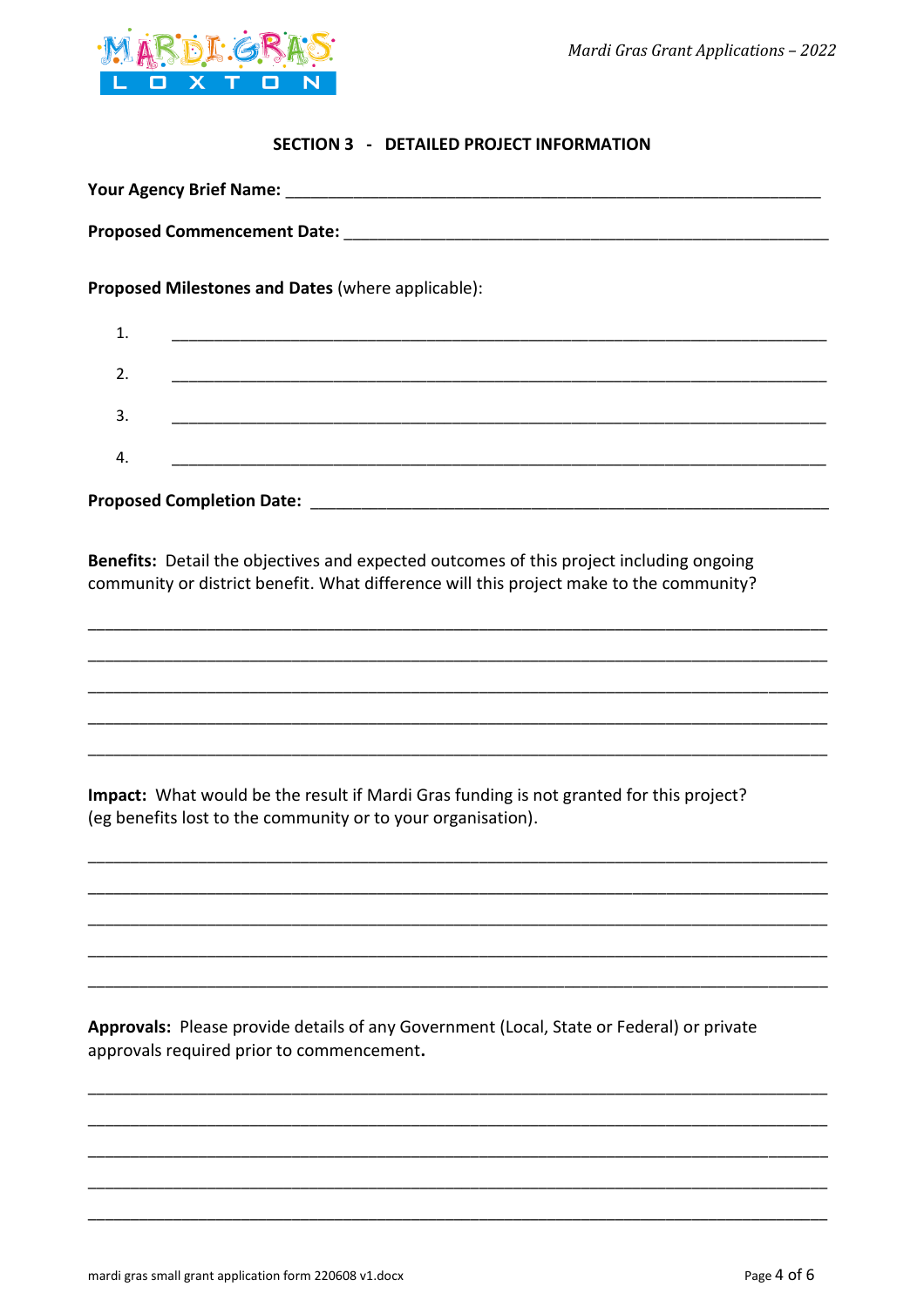## SECTION 3 - DETAILED PROJECT INFORMATION

**Your Agency Brief Name:** ____________________________________________________________

**Proposed Commencement Date:** ______________________________________________________

**Proposed Milestones and Dates** (where applicable):

1. ________________________________________________________________________
2. ________________________________________________________________________
3. ________________________________________________________________________
4. ________________________________________________________________________

**Proposed Completion Date:** __________________________________________________________

**Benefits:** Detail the objectives and expected outcomes of this project including ongoing community or district benefit. What difference will this project make to the community?

_____________________________________________________________________________

_____________________________________________________________________________

_____________________________________________________________________________

_____________________________________________________________________________

_____________________________________________________________________________

**Impact:** What would be the result if Mardi Gras funding is not granted for this project? (eg benefits lost to the community or to your organisation).

_____________________________________________________________________________

_____________________________________________________________________________

_____________________________________________________________________________

_____________________________________________________________________________

_____________________________________________________________________________

**Approvals:** Please provide details of any Government (Local, State or Federal) or private approvals required prior to commencement**.**

_____________________________________________________________________________

_____________________________________________________________________________

_____________________________________________________________________________

_____________________________________________________________________________

_____________________________________________________________________________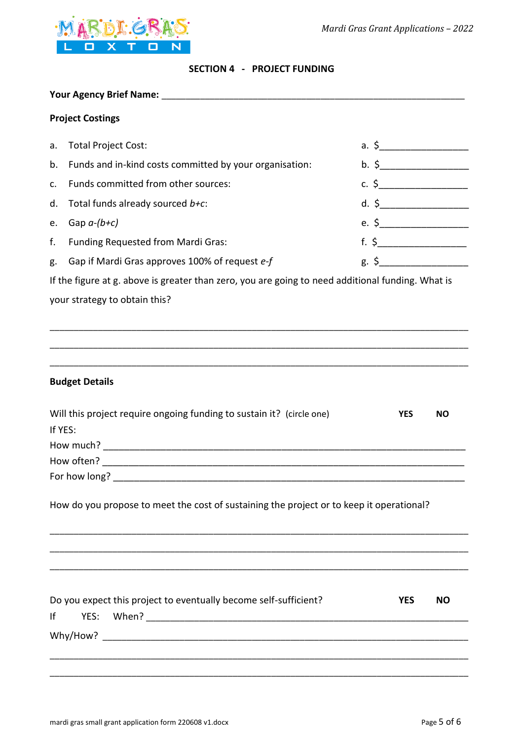## SECTION 4 - PROJECT FUNDING

**Your Agency Brief Name:** ____________________________________________________________

**Project Costings**

| | | |
|---|---|---|
| a. | Total Project Cost: | a. $________________ |
| b. | Funds and in-kind costs committed by your organisation: | b. $________________ |
| c. | Funds committed from other sources: | c. $________________ |
| d. | Total funds already sourced *b+c*: | d. $________________ |
| e. | Gap *a-(b+c)* | e. $________________ |
| f. | Funding Requested from Mardi Gras: | f. $________________ |
| g. | Gap if Mardi Gras approves 100% of request *e-f* | g. $________________ |

If the figure at g. above is greater than zero, you are going to need additional funding. What is your strategy to obtain this?

___________________________________________________________________________

___________________________________________________________________________

___________________________________________________________________________

**Budget Details**

Will this project require ongoing funding to sustain it? (circle one) **YES** **NO**

If YES:

How much? ___________________________________________________________________

How often? ___________________________________________________________________

For how long? _________________________________________________________________

How do you propose to meet the cost of sustaining the project or to keep it operational?

___________________________________________________________________________

___________________________________________________________________________

___________________________________________________________________________

Do you expect this project to eventually become self-sufficient? **YES** **NO**

If YES: When? _________________________________________________________________

Why/How? ___________________________________________________________________

___________________________________________________________________________

___________________________________________________________________________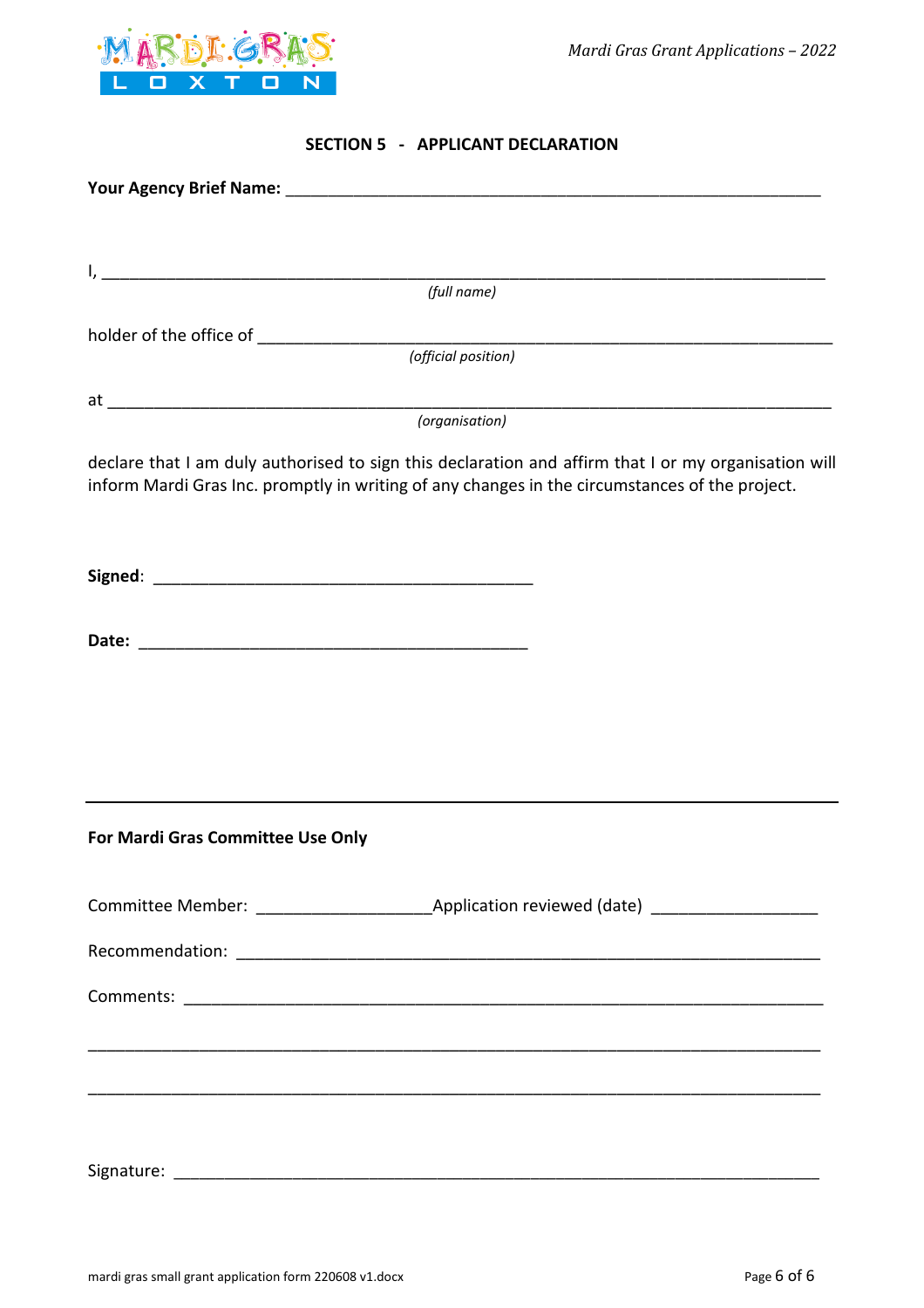**SECTION 5 - APPLICANT DECLARATION**

**Your Agency Brief Name:** ____________________________________________________________

I, ________________________________________________________________________________
*(full name)*

holder of the office of ____________________________________________________________
*(official position)*

at ________________________________________________________________________________
*(organisation)*

declare that I am duly authorised to sign this declaration and affirm that I or my organisation will inform Mardi Gras Inc. promptly in writing of any changes in the circumstances of the project.

**Signed**: __________________________________________

**Date:** ___________________________________________

---

**For Mardi Gras Committee Use Only**

Committee Member: __________________ Application reviewed (date) _________________

Recommendation: ______________________________________________________________

Comments: ___________________________________________________________________

_____________________________________________________________________________

_____________________________________________________________________________

Signature: ___________________________________________________________________